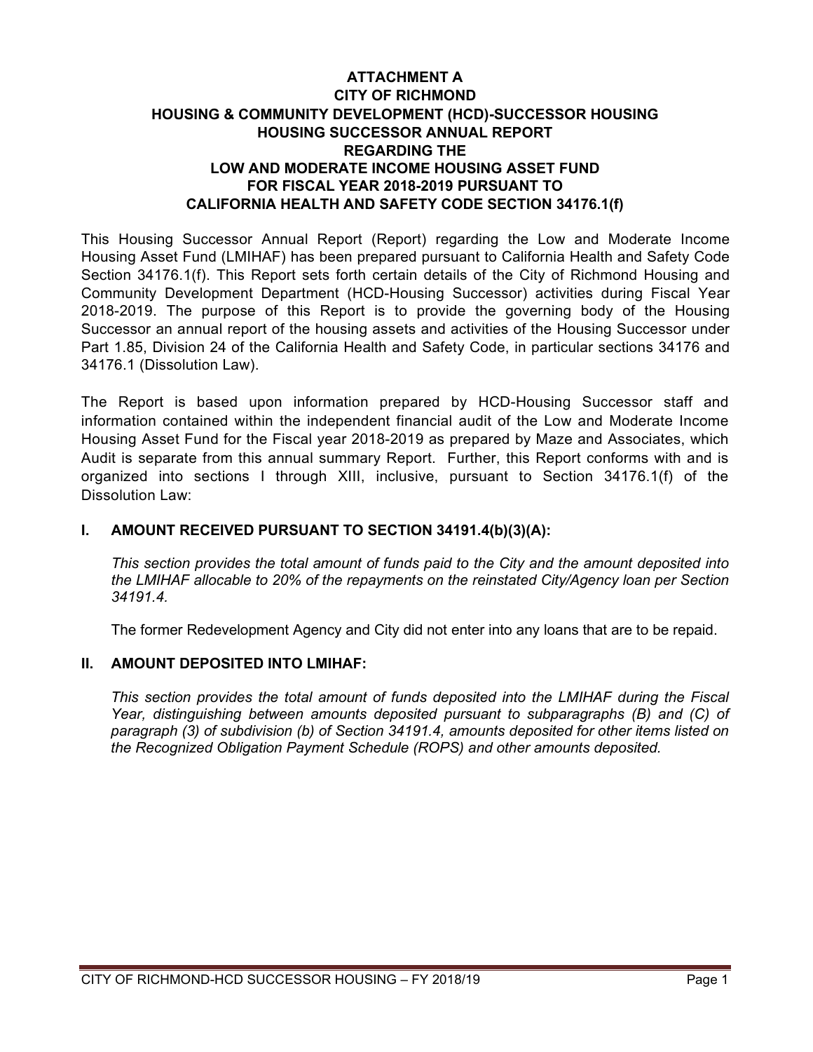# ATTACHMENT A
# CITY OF RICHMOND
# HOUSING & COMMUNITY DEVELOPMENT (HCD)-SUCCESSOR HOUSING
# HOUSING SUCCESSOR ANNUAL REPORT
# REGARDING THE
# LOW AND MODERATE INCOME HOUSING ASSET FUND
# FOR FISCAL YEAR 2018-2019 PURSUANT TO
# CALIFORNIA HEALTH AND SAFETY CODE SECTION 34176.1(f)

This Housing Successor Annual Report (Report) regarding the Low and Moderate Income Housing Asset Fund (LMIHAF) has been prepared pursuant to California Health and Safety Code Section 34176.1(f). This Report sets forth certain details of the City of Richmond Housing and Community Development Department (HCD-Housing Successor) activities during Fiscal Year 2018-2019. The purpose of this Report is to provide the governing body of the Housing Successor an annual report of the housing assets and activities of the Housing Successor under Part 1.85, Division 24 of the California Health and Safety Code, in particular sections 34176 and 34176.1 (Dissolution Law).

The Report is based upon information prepared by HCD-Housing Successor staff and information contained within the independent financial audit of the Low and Moderate Income Housing Asset Fund for the Fiscal year 2018-2019 as prepared by Maze and Associates, which Audit is separate from this annual summary Report. Further, this Report conforms with and is organized into sections I through XIII, inclusive, pursuant to Section 34176.1(f) of the Dissolution Law:

## I. AMOUNT RECEIVED PURSUANT TO SECTION 34191.4(b)(3)(A):

*This section provides the total amount of funds paid to the City and the amount deposited into the LMIHAF allocable to 20% of the repayments on the reinstated City/Agency loan per Section 34191.4.*

The former Redevelopment Agency and City did not enter into any loans that are to be repaid.

## II. AMOUNT DEPOSITED INTO LMIHAF:

*This section provides the total amount of funds deposited into the LMIHAF during the Fiscal Year, distinguishing between amounts deposited pursuant to subparagraphs (B) and (C) of paragraph (3) of subdivision (b) of Section 34191.4, amounts deposited for other items listed on the Recognized Obligation Payment Schedule (ROPS) and other amounts deposited.*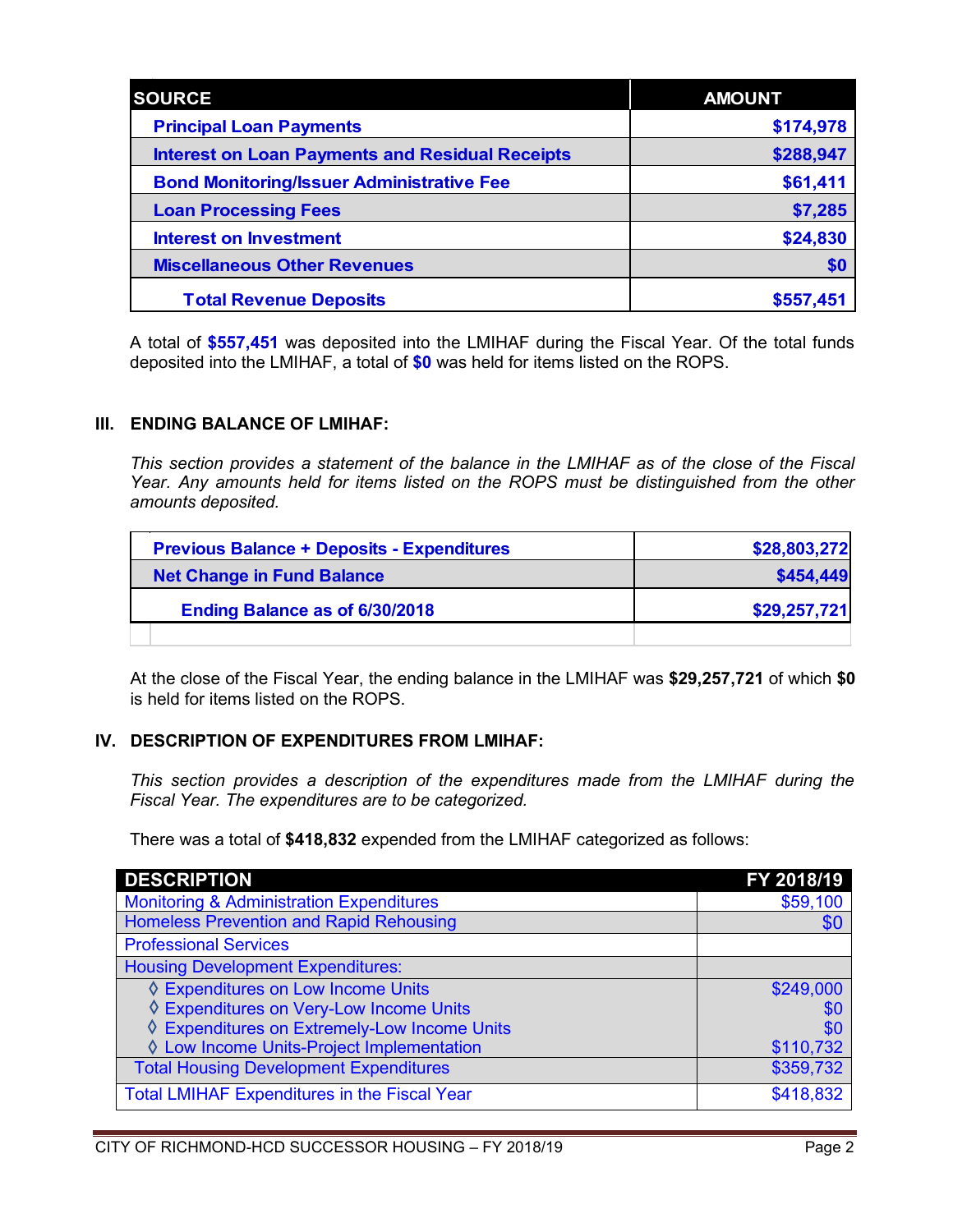| SOURCE | AMOUNT |
|---|---|
| **Principal Loan Payments** | **$174,978** |
| **Interest on Loan Payments and Residual Receipts** | **$288,947** |
| **Bond Monitoring/Issuer Administrative Fee** | **$61,411** |
| **Loan Processing Fees** | **$7,285** |
| **Interest on Investment** | **$24,830** |
| **Miscellaneous Other Revenues** | **$0** |
| **Total Revenue Deposits** | **$557,451** |

A total of **$557,451** was deposited into the LMIHAF during the Fiscal Year. Of the total funds deposited into the LMIHAF, a total of **$0** was held for items listed on the ROPS.

## III. ENDING BALANCE OF LMIHAF:

*This section provides a statement of the balance in the LMIHAF as of the close of the Fiscal Year. Any amounts held for items listed on the ROPS must be distinguished from the other amounts deposited.*

| | |
|---|---|
| **Previous Balance + Deposits - Expenditures** | **$28,803,272** |
| **Net Change in Fund Balance** | **$454,449** |
| **Ending Balance as of 6/30/2018** | **$29,257,721** |

At the close of the Fiscal Year, the ending balance in the LMIHAF was **$29,257,721** of which **$0** is held for items listed on the ROPS.

## IV. DESCRIPTION OF EXPENDITURES FROM LMIHAF:

*This section provides a description of the expenditures made from the LMIHAF during the Fiscal Year. The expenditures are to be categorized.*

There was a total of **$418,832** expended from the LMIHAF categorized as follows:

| DESCRIPTION | FY 2018/19 |
|---|---|
| Monitoring & Administration Expenditures | $59,100 |
| Homeless Prevention and Rapid Rehousing | $0 |
| Professional Services | |
| Housing Development Expenditures: | |
| ◊ Expenditures on Low Income Units | $249,000 |
| ◊ Expenditures on Very-Low Income Units | $0 |
| ◊ Expenditures on Extremely-Low Income Units | $0 |
| ◊ Low Income Units-Project Implementation | $110,732 |
| Total Housing Development Expenditures | $359,732 |
| Total LMIHAF Expenditures in the Fiscal Year | $418,832 |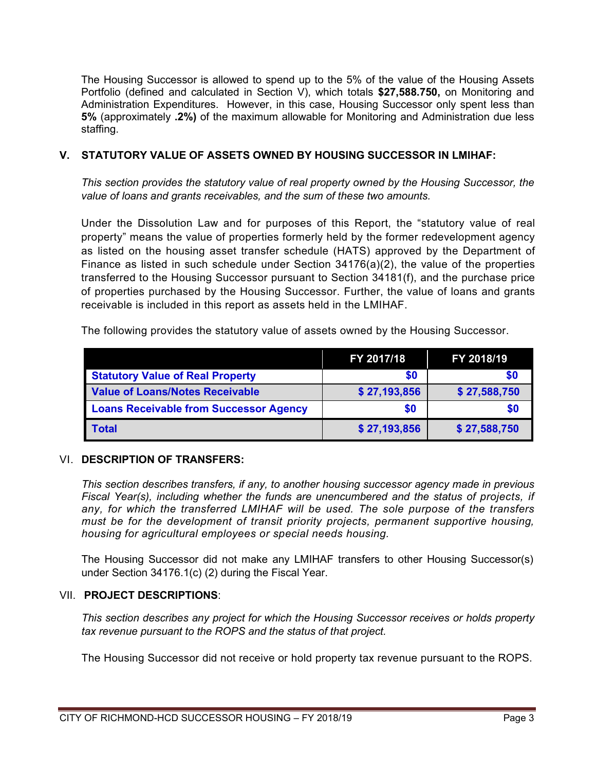The Housing Successor is allowed to spend up to the 5% of the value of the Housing Assets Portfolio (defined and calculated in Section V), which totals **$27,588.750,** on Monitoring and Administration Expenditures. However, in this case, Housing Successor only spent less than **5%** (approximately **.2%)** of the maximum allowable for Monitoring and Administration due less staffing.

## V. STATUTORY VALUE OF ASSETS OWNED BY HOUSING SUCCESSOR IN LMIHAF:

*This section provides the statutory value of real property owned by the Housing Successor, the value of loans and grants receivables, and the sum of these two amounts.*

Under the Dissolution Law and for purposes of this Report, the "statutory value of real property" means the value of properties formerly held by the former redevelopment agency as listed on the housing asset transfer schedule (HATS) approved by the Department of Finance as listed in such schedule under Section 34176(a)(2), the value of the properties transferred to the Housing Successor pursuant to Section 34181(f), and the purchase price of properties purchased by the Housing Successor. Further, the value of loans and grants receivable is included in this report as assets held in the LMIHAF.

The following provides the statutory value of assets owned by the Housing Successor.

| | FY 2017/18 | FY 2018/19 |
|---|---|---|
| **Statutory Value of Real Property** | $0 | $0 |
| **Value of Loans/Notes Receivable** | $ 27,193,856 | $ 27,588,750 |
| **Loans Receivable from Successor Agency** | $0 | $0 |
| **Total** | $ 27,193,856 | $ 27,588,750 |

## VI. DESCRIPTION OF TRANSFERS:

*This section describes transfers, if any, to another housing successor agency made in previous Fiscal Year(s), including whether the funds are unencumbered and the status of projects, if any, for which the transferred LMIHAF will be used. The sole purpose of the transfers must be for the development of transit priority projects, permanent supportive housing, housing for agricultural employees or special needs housing.*

The Housing Successor did not make any LMIHAF transfers to other Housing Successor(s) under Section 34176.1(c) (2) during the Fiscal Year.

## VII. PROJECT DESCRIPTIONS:

*This section describes any project for which the Housing Successor receives or holds property tax revenue pursuant to the ROPS and the status of that project.*

The Housing Successor did not receive or hold property tax revenue pursuant to the ROPS.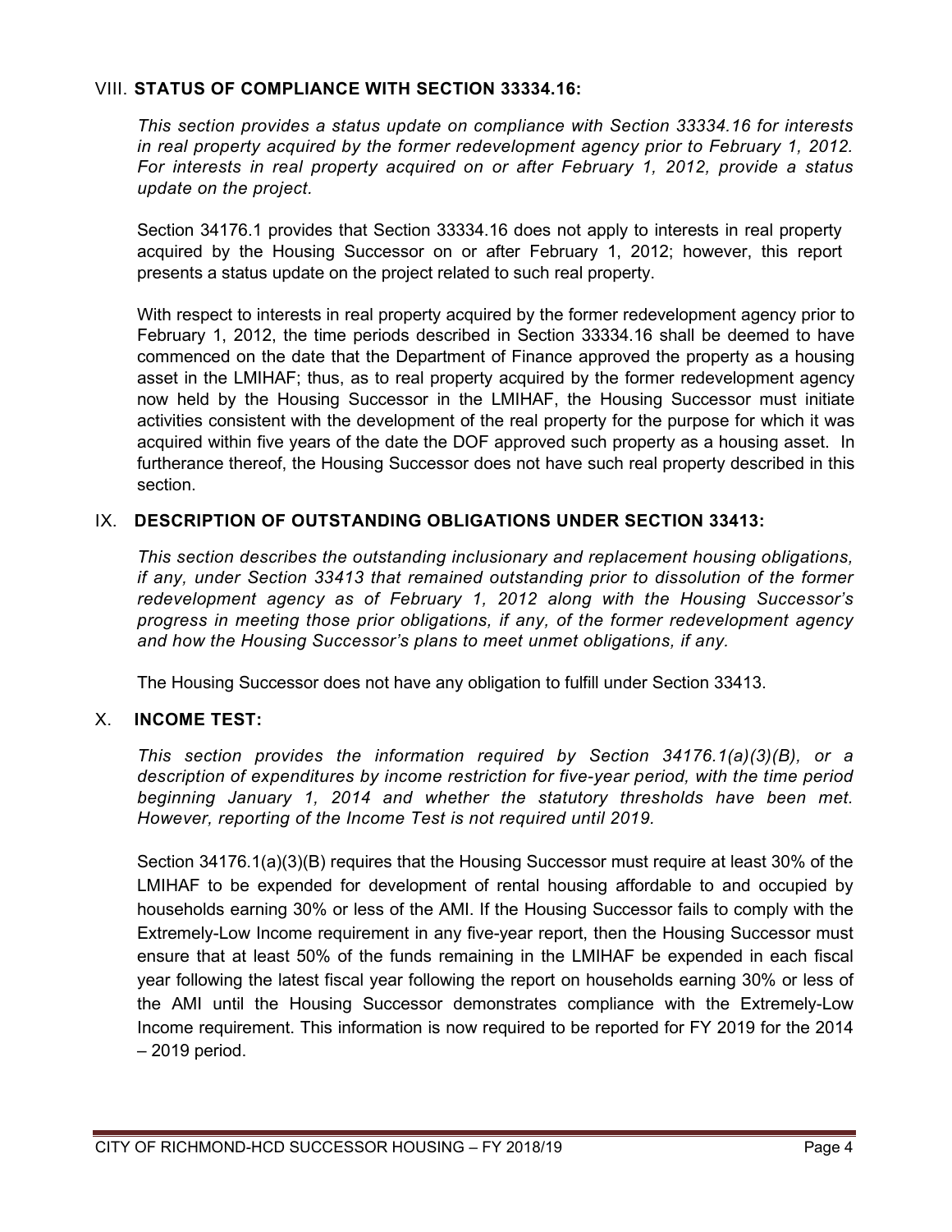## VIII. STATUS OF COMPLIANCE WITH SECTION 33334.16:

*This section provides a status update on compliance with Section 33334.16 for interests in real property acquired by the former redevelopment agency prior to February 1, 2012. For interests in real property acquired on or after February 1, 2012, provide a status update on the project.*

Section 34176.1 provides that Section 33334.16 does not apply to interests in real property acquired by the Housing Successor on or after February 1, 2012; however, this report presents a status update on the project related to such real property.

With respect to interests in real property acquired by the former redevelopment agency prior to February 1, 2012, the time periods described in Section 33334.16 shall be deemed to have commenced on the date that the Department of Finance approved the property as a housing asset in the LMIHAF; thus, as to real property acquired by the former redevelopment agency now held by the Housing Successor in the LMIHAF, the Housing Successor must initiate activities consistent with the development of the real property for the purpose for which it was acquired within five years of the date the DOF approved such property as a housing asset. In furtherance thereof, the Housing Successor does not have such real property described in this section.

## IX. DESCRIPTION OF OUTSTANDING OBLIGATIONS UNDER SECTION 33413:

*This section describes the outstanding inclusionary and replacement housing obligations, if any, under Section 33413 that remained outstanding prior to dissolution of the former redevelopment agency as of February 1, 2012 along with the Housing Successor's progress in meeting those prior obligations, if any, of the former redevelopment agency and how the Housing Successor's plans to meet unmet obligations, if any.*

The Housing Successor does not have any obligation to fulfill under Section 33413.

## X. INCOME TEST:

*This section provides the information required by Section 34176.1(a)(3)(B), or a description of expenditures by income restriction for five-year period, with the time period beginning January 1, 2014 and whether the statutory thresholds have been met. However, reporting of the Income Test is not required until 2019.*

Section 34176.1(a)(3)(B) requires that the Housing Successor must require at least 30% of the LMIHAF to be expended for development of rental housing affordable to and occupied by households earning 30% or less of the AMI. If the Housing Successor fails to comply with the Extremely-Low Income requirement in any five-year report, then the Housing Successor must ensure that at least 50% of the funds remaining in the LMIHAF be expended in each fiscal year following the latest fiscal year following the report on households earning 30% or less of the AMI until the Housing Successor demonstrates compliance with the Extremely-Low Income requirement. This information is now required to be reported for FY 2019 for the 2014 – 2019 period.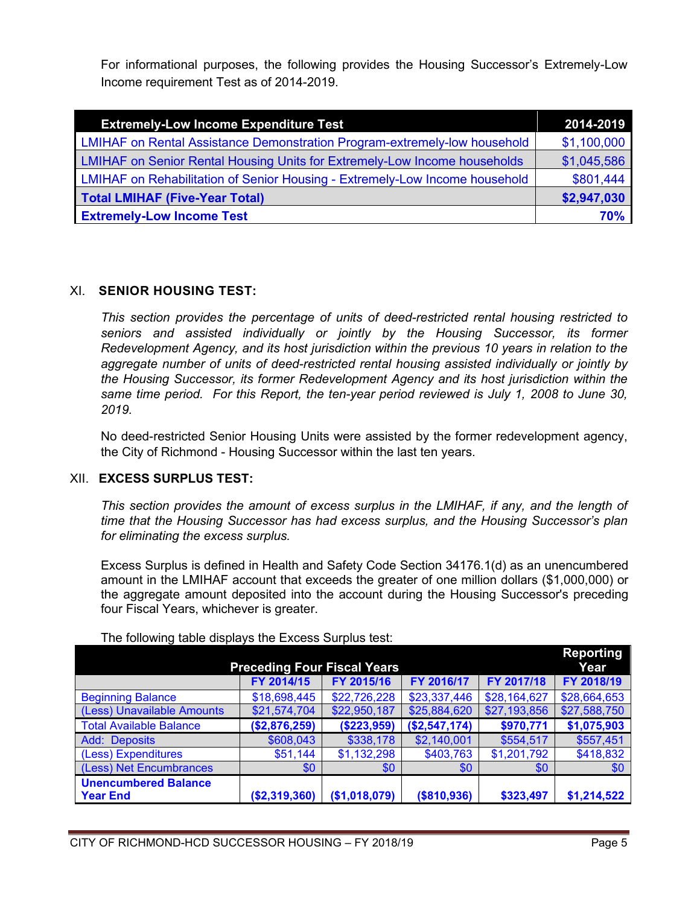For informational purposes, the following provides the Housing Successor's Extremely-Low Income requirement Test as of 2014-2019.

| Extremely-Low Income Expenditure Test | 2014-2019 |
|---|---|
| LMIHAF on Rental Assistance Demonstration Program-extremely-low household | $1,100,000 |
| LMIHAF on Senior Rental Housing Units for Extremely-Low Income households | $1,045,586 |
| LMIHAF on Rehabilitation of Senior Housing - Extremely-Low Income household | $801,444 |
| **Total LMIHAF (Five-Year Total)** | **$2,947,030** |
| **Extremely-Low Income Test** | **70%** |

## XI. SENIOR HOUSING TEST:

*This section provides the percentage of units of deed-restricted rental housing restricted to seniors and assisted individually or jointly by the Housing Successor, its former Redevelopment Agency, and its host jurisdiction within the previous 10 years in relation to the aggregate number of units of deed-restricted rental housing assisted individually or jointly by the Housing Successor, its former Redevelopment Agency and its host jurisdiction within the same time period. For this Report, the ten-year period reviewed is July 1, 2008 to June 30, 2019.*

No deed-restricted Senior Housing Units were assisted by the former redevelopment agency, the City of Richmond - Housing Successor within the last ten years.

## XII. EXCESS SURPLUS TEST:

*This section provides the amount of excess surplus in the LMIHAF, if any, and the length of time that the Housing Successor has had excess surplus, and the Housing Successor's plan for eliminating the excess surplus.*

Excess Surplus is defined in Health and Safety Code Section 34176.1(d) as an unencumbered amount in the LMIHAF account that exceeds the greater of one million dollars ($1,000,000) or the aggregate amount deposited into the account during the Housing Successor's preceding four Fiscal Years, whichever is greater.

The following table displays the Excess Surplus test:

| | Preceding Four Fiscal Years | | | | Reporting Year |
|---|---|---|---|---|---|
| | FY 2014/15 | FY 2015/16 | FY 2016/17 | FY 2017/18 | FY 2018/19 |
| Beginning Balance | $18,698,445 | $22,726,228 | $23,337,446 | $28,164,627 | $28,664,653 |
| (Less) Unavailable Amounts | $21,574,704 | $22,950,187 | $25,884,620 | $27,193,856 | $27,588,750 |
| Total Available Balance | **($2,876,259)** | **($223,959)** | **($2,547,174)** | **$970,771** | **$1,075,903** |
| Add: Deposits | $608,043 | $338,178 | $2,140,001 | $554,517 | $557,451 |
| (Less) Expenditures | $51,144 | $1,132,298 | $403,763 | $1,201,792 | $418,832 |
| (Less) Net Encumbrances | $0 | $0 | $0 | $0 | $0 |
| **Unencumbered Balance Year End** | **($2,319,360)** | **($1,018,079)** | **($810,936)** | **$323,497** | **$1,214,522** |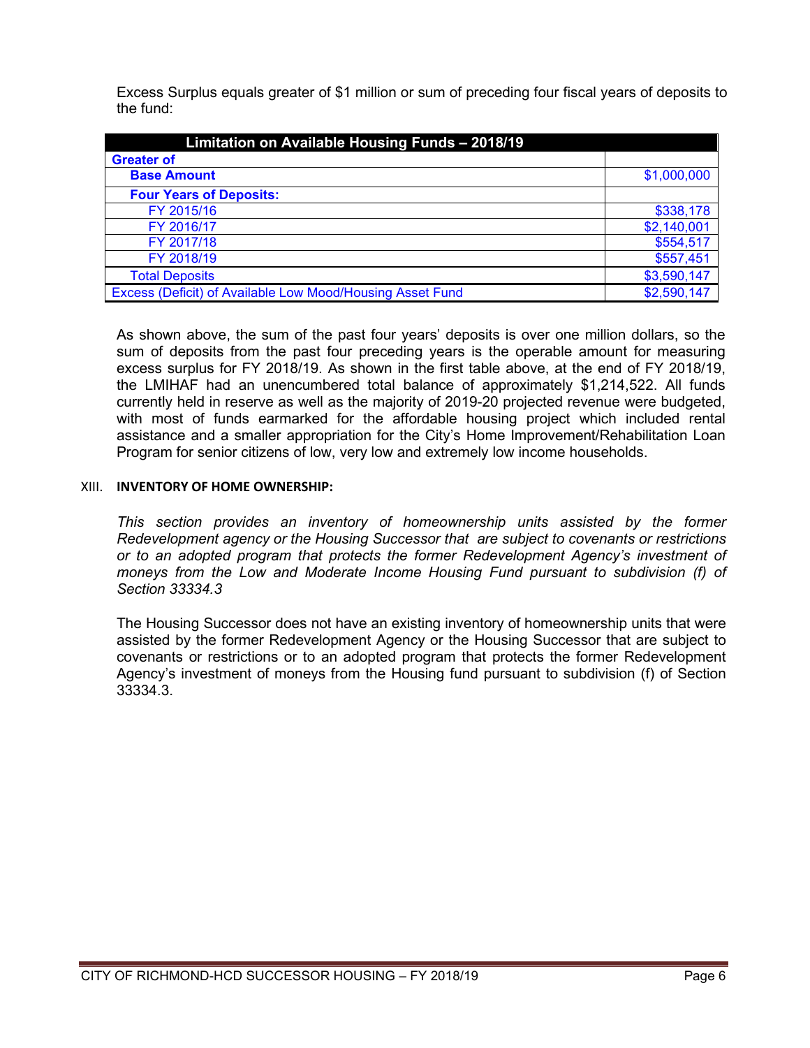Excess Surplus equals greater of $1 million or sum of preceding four fiscal years of deposits to the fund:

| Limitation on Available Housing Funds – 2018/19 | |
|---|---|
| **Greater of** | |
| **Base Amount** | $1,000,000 |
| **Four Years of Deposits:** | |
| FY 2015/16 | $338,178 |
| FY 2016/17 | $2,140,001 |
| FY 2017/18 | $554,517 |
| FY 2018/19 | $557,451 |
| Total Deposits | $3,590,147 |
| Excess (Deficit) of Available Low Mood/Housing Asset Fund | $2,590,147 |

As shown above, the sum of the past four years' deposits is over one million dollars, so the sum of deposits from the past four preceding years is the operable amount for measuring excess surplus for FY 2018/19. As shown in the first table above, at the end of FY 2018/19, the LMIHAF had an unencumbered total balance of approximately $1,214,522. All funds currently held in reserve as well as the majority of 2019-20 projected revenue were budgeted, with most of funds earmarked for the affordable housing project which included rental assistance and a smaller appropriation for the City's Home Improvement/Rehabilitation Loan Program for senior citizens of low, very low and extremely low income households.

## XIII. INVENTORY OF HOME OWNERSHIP:

*This section provides an inventory of homeownership units assisted by the former Redevelopment agency or the Housing Successor that are subject to covenants or restrictions or to an adopted program that protects the former Redevelopment Agency's investment of moneys from the Low and Moderate Income Housing Fund pursuant to subdivision (f) of Section 33334.3*

The Housing Successor does not have an existing inventory of homeownership units that were assisted by the former Redevelopment Agency or the Housing Successor that are subject to covenants or restrictions or to an adopted program that protects the former Redevelopment Agency's investment of moneys from the Housing fund pursuant to subdivision (f) of Section 33334.3.